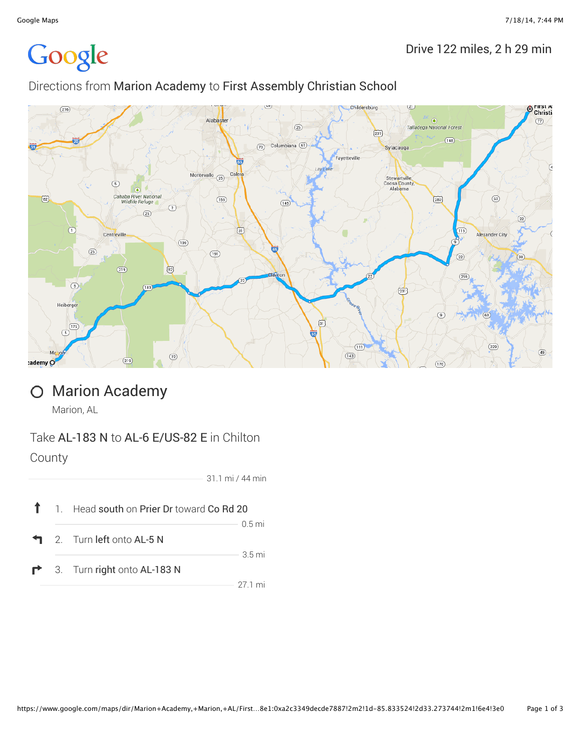Drive 122 miles, 2 h 29 min

# Directions from **Marion Academy** to **First Assembly Christian School**

## Marion Academy

Marion, AL

### Take **AL-183 N** to **AL-6 E/US-82 E** in Chilton County

31.1 mi / 44 min

1. Head **south** on **Prier Dr** toward **Co Rd 20**

   0.5 mi

2. Turn **left** onto **AL-5 N**

   3.5 mi

3. Turn **right** onto **AL-183 N**

   27.1 mi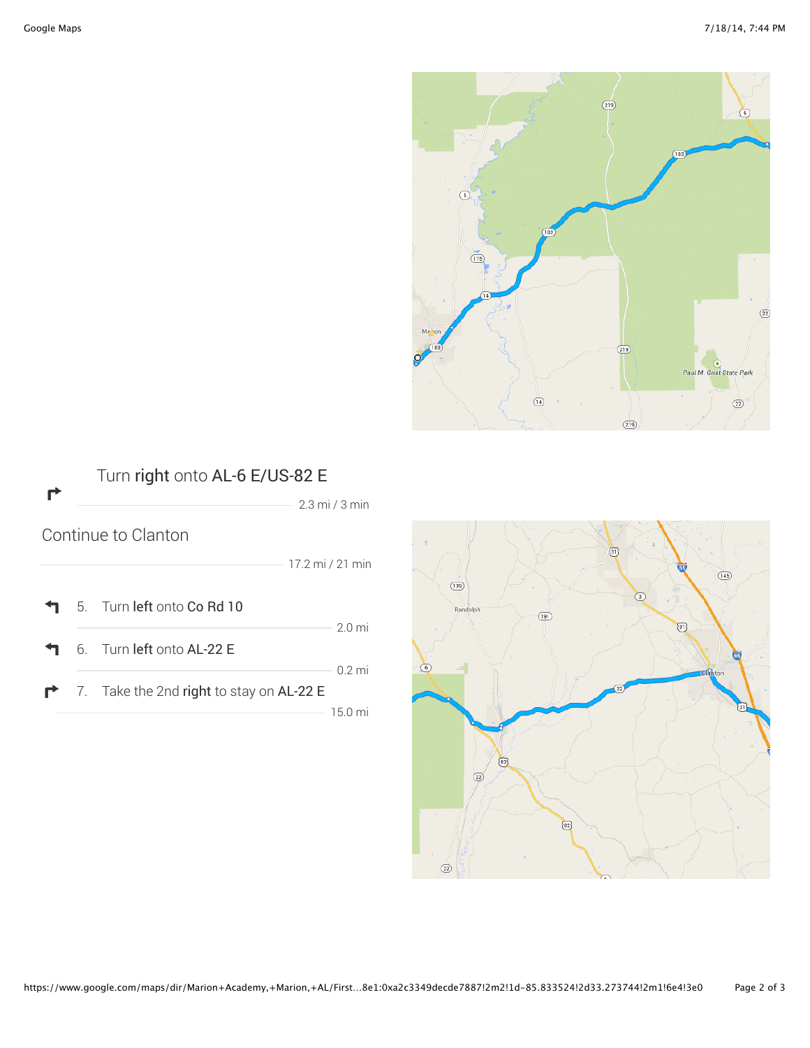Turn **right** onto AL-6 E/US-82 E

2.3 mi / 3 min

## Continue to Clanton

17.2 mi / 21 min

5. Turn **left** onto Co Rd 10

   2.0 mi

6. Turn **left** onto AL-22 E

   0.2 mi

7. Take the 2nd **right** to stay on AL-22 E

   15.0 mi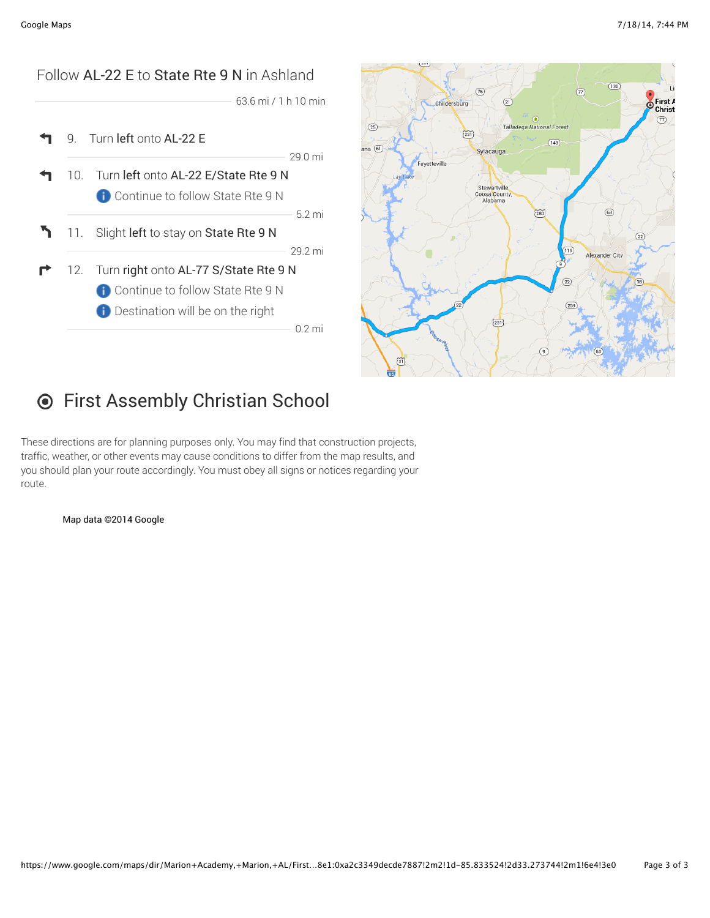## Follow **AL-22 E** to **State Rte 9 N** in Ashland

63.6 mi / 1 h 10 min

9. Turn **left** onto **AL-22 E**

29.0 mi

10. Turn **left** onto **AL-22 E/State Rte 9 N**

    Continue to follow State Rte 9 N

5.2 mi

11. Slight **left** to stay on **State Rte 9 N**

29.2 mi

12. Turn **right** onto **AL-77 S/State Rte 9 N**

    Continue to follow State Rte 9 N

    Destination will be on the right

0.2 mi

# First Assembly Christian School

These directions are for planning purposes only. You may find that construction projects, traffic, weather, or other events may cause conditions to differ from the map results, and you should plan your route accordingly. You must obey all signs or notices regarding your route.

Map data ©2014 Google